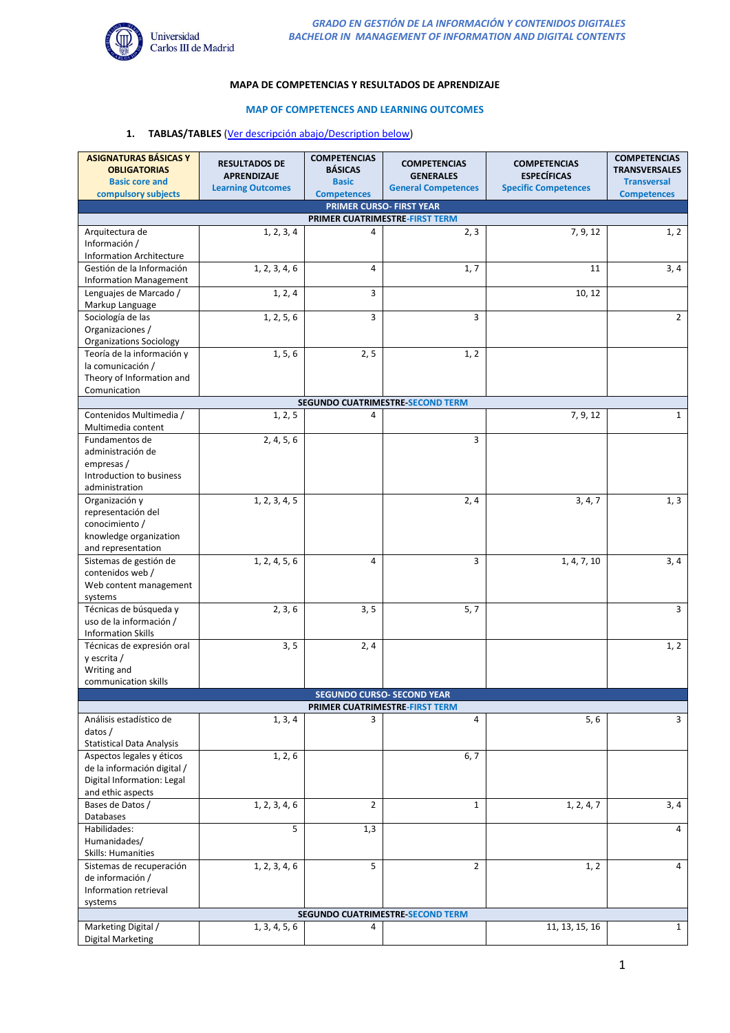GRADO EN GESTIÓN DE LA INFORMACIÓN Y CONTENIDOS DIGITALES
BACHELOR IN MANAGEMENT OF INFORMATION AND DIGITAL CONTENTS

## MAPA DE COMPETENCIAS Y RESULTADOS DE APRENDIZAJE

## MAP OF COMPETENCES AND LEARNING OUTCOMES

1. **TABLAS/TABLES** (Ver descripción abajo/Description below)

| ASIGNATURAS BÁSICAS Y OBLIGATORIAS Basic core and compulsory subjects | RESULTADOS DE APRENDIZAJE Learning Outcomes | COMPETENCIAS BÁSICAS Basic Competences | COMPETENCIAS GENERALES General Competences | COMPETENCIAS ESPECÍFICAS Specific Competences | COMPETENCIAS TRANSVERSALES Transversal Competences |
|---|---|---|---|---|---|
| **PRIMER CURSO- FIRST YEAR** | | | | | |
| **PRIMER CUATRIMESTRE-FIRST TERM** | | | | | |
| Arquitectura de Información / Information Architecture | 1, 2, 3, 4 | 4 | 2, 3 | 7, 9, 12 | 1, 2 |
| Gestión de la Información Information Management | 1, 2, 3, 4, 6 | 4 | 1, 7 | 11 | 3, 4 |
| Lenguajes de Marcado / Markup Language | 1, 2, 4 | 3 | | 10, 12 | |
| Sociología de las Organizaciones / Organizations Sociology | 1, 2, 5, 6 | 3 | 3 | | 2 |
| Teoría de la información y la comunicación / Theory of Information and Comunication | 1, 5, 6 | 2, 5 | 1, 2 | | |
| **SEGUNDO CUATRIMESTRE-SECOND TERM** | | | | | |
| Contenidos Multimedia / Multimedia content | 1, 2, 5 | 4 | | 7, 9, 12 | 1 |
| Fundamentos de administración de empresas / Introduction to business administration | 2, 4, 5, 6 | | 3 | | |
| Organización y representación del conocimiento / knowledge organization and representation | 1, 2, 3, 4, 5 | | 2, 4 | 3, 4, 7 | 1, 3 |
| Sistemas de gestión de contenidos web / Web content management systems | 1, 2, 4, 5, 6 | 4 | 3 | 1, 4, 7, 10 | 3, 4 |
| Técnicas de búsqueda y uso de la información / Information Skills | 2, 3, 6 | 3, 5 | 5, 7 | | 3 |
| Técnicas de expresión oral y escrita / Writing and communication skills | 3, 5 | 2, 4 | | | 1, 2 |
| **SEGUNDO CURSO- SECOND YEAR** | | | | | |
| **PRIMER CUATRIMESTRE-FIRST TERM** | | | | | |
| Análisis estadístico de datos / Statistical Data Analysis | 1, 3, 4 | 3 | 4 | 5, 6 | 3 |
| Aspectos legales y éticos de la información digital / Digital Information: Legal and ethic aspects | 1, 2, 6 | | 6, 7 | | |
| Bases de Datos / Databases | 1, 2, 3, 4, 6 | 2 | 1 | 1, 2, 4, 7 | 3, 4 |
| Habilidades: Humanidades/ Skills: Humanities | 5 | 1,3 | | | 4 |
| Sistemas de recuperación de información / Information retrieval systems | 1, 2, 3, 4, 6 | 5 | 2 | 1, 2 | 4 |
| **SEGUNDO CUATRIMESTRE-SECOND TERM** | | | | | |
| Marketing Digital / Digital Marketing | 1, 3, 4, 5, 6 | 4 | | 11, 13, 15, 16 | 1 |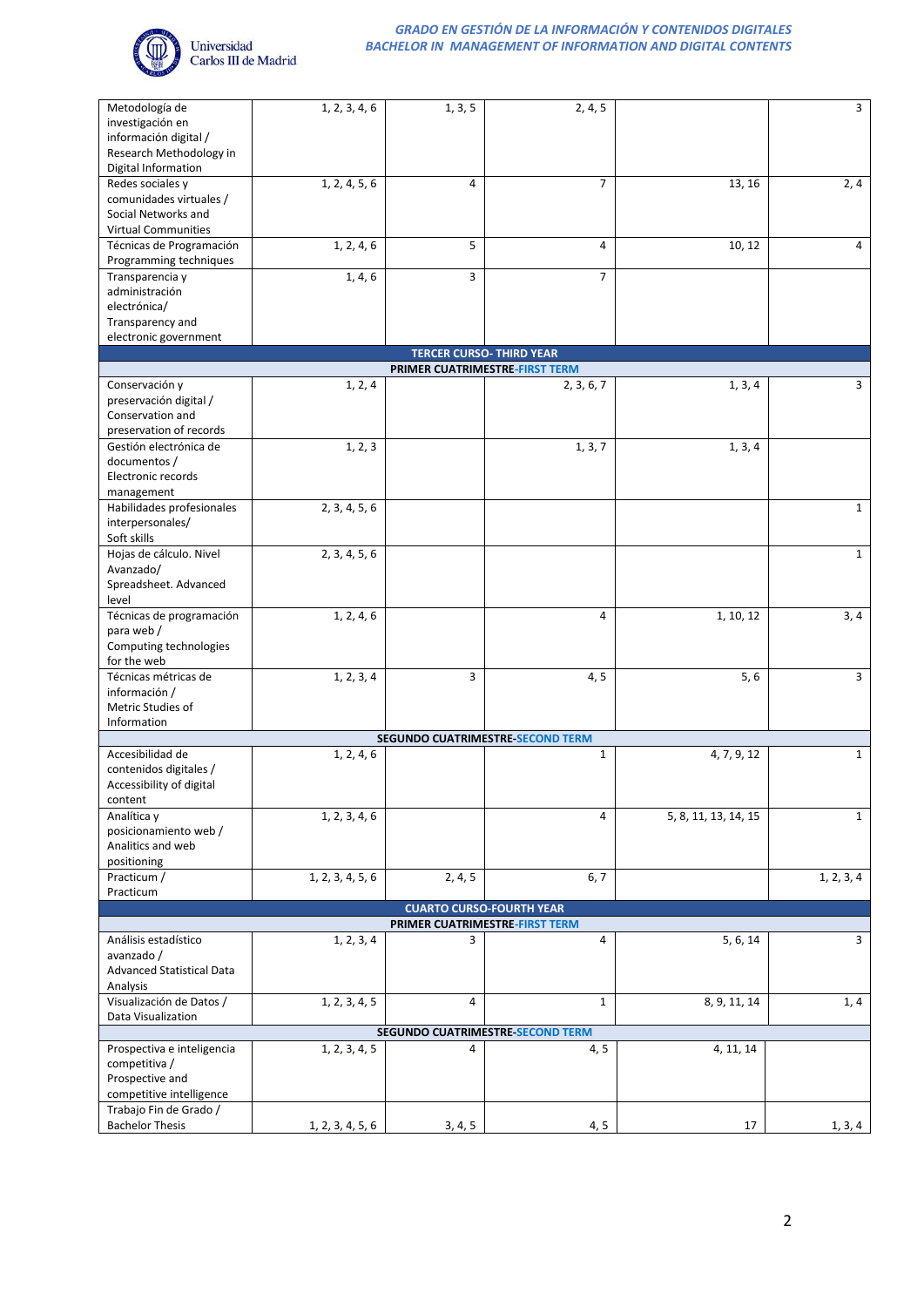| Metodología de investigación en información digital / Research Methodology in Digital Information | 1, 2, 3, 4, 6 | 1, 3, 5 | 2, 4, 5 | | 3 |
|---|---|---|---|---|---|
| Redes sociales y comunidades virtuales / Social Networks and Virtual Communities | 1, 2, 4, 5, 6 | 4 | 7 | 13, 16 | 2, 4 |
| Técnicas de Programación Programming techniques | 1, 2, 4, 6 | 5 | 4 | 10, 12 | 4 |
| Transparencia y administración electrónica/ Transparency and electronic government | 1, 4, 6 | 3 | 7 | | |
| **TERCER CURSO- THIRD YEAR** | | | | | |
| **PRIMER CUATRIMESTRE-FIRST TERM** | | | | | |
| Conservación y preservación digital / Conservation and preservation of records | 1, 2, 4 | | 2, 3, 6, 7 | 1, 3, 4 | 3 |
| Gestión electrónica de documentos / Electronic records management | 1, 2, 3 | | 1, 3, 7 | 1, 3, 4 | |
| Habilidades profesionales interpersonales/ Soft skills | 2, 3, 4, 5, 6 | | | | 1 |
| Hojas de cálculo. Nivel Avanzado/ Spreadsheet. Advanced level | 2, 3, 4, 5, 6 | | | | 1 |
| Técnicas de programación para web / Computing technologies for the web | 1, 2, 4, 6 | | 4 | 1, 10, 12 | 3, 4 |
| Técnicas métricas de información / Metric Studies of Information | 1, 2, 3, 4 | 3 | 4, 5 | 5, 6 | 3 |
| **SEGUNDO CUATRIMESTRE-SECOND TERM** | | | | | |
| Accesibilidad de contenidos digitales / Accessibility of digital content | 1, 2, 4, 6 | | 1 | 4, 7, 9, 12 | 1 |
| Analítica y posicionamiento web / Analitics and web positioning | 1, 2, 3, 4, 6 | | 4 | 5, 8, 11, 13, 14, 15 | 1 |
| Practicum / Practicum | 1, 2, 3, 4, 5, 6 | 2, 4, 5 | 6, 7 | | 1, 2, 3, 4 |
| **CUARTO CURSO-FOURTH YEAR** | | | | | |
| **PRIMER CUATRIMESTRE-FIRST TERM** | | | | | |
| Análisis estadístico avanzado / Advanced Statistical Data Analysis | 1, 2, 3, 4 | 3 | 4 | 5, 6, 14 | 3 |
| Visualización de Datos / Data Visualization | 1, 2, 3, 4, 5 | 4 | 1 | 8, 9, 11, 14 | 1, 4 |
| **SEGUNDO CUATRIMESTRE-SECOND TERM** | | | | | |
| Prospectiva e inteligencia competitiva / Prospective and competitive intelligence | 1, 2, 3, 4, 5 | 4 | 4, 5 | 4, 11, 14 | |
| Trabajo Fin de Grado / Bachelor Thesis | 1, 2, 3, 4, 5, 6 | 3, 4, 5 | 4, 5 | 17 | 1, 3, 4 |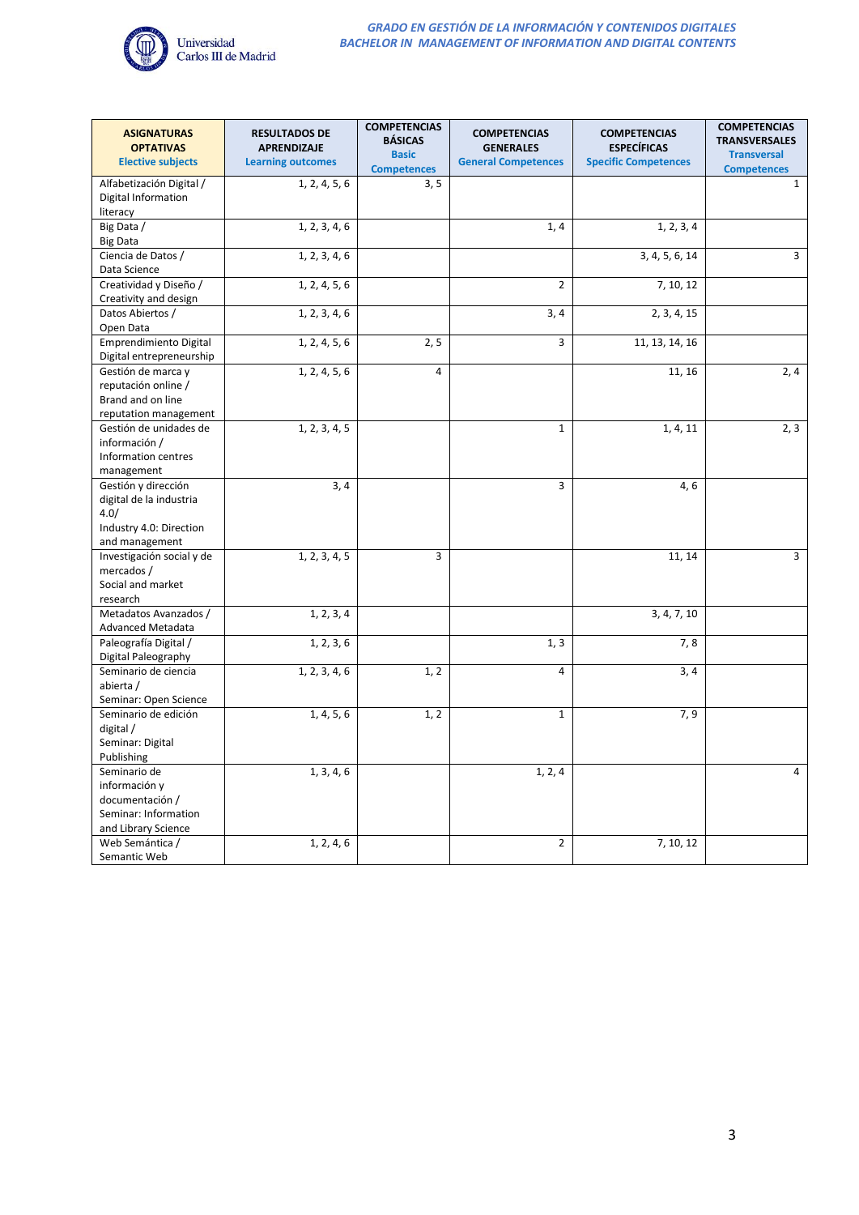| ASIGNATURAS OPTATIVAS Elective subjects | RESULTADOS DE APRENDIZAJE Learning outcomes | COMPETENCIAS BÁSICAS Basic Competences | COMPETENCIAS GENERALES General Competences | COMPETENCIAS ESPECÍFICAS Specific Competences | COMPETENCIAS TRANSVERSALES Transversal Competences |
|---|---|---|---|---|---|
| Alfabetización Digital / Digital Information literacy | 1, 2, 4, 5, 6 | 3, 5 | | | 1 |
| Big Data / Big Data | 1, 2, 3, 4, 6 | | 1, 4 | 1, 2, 3, 4 | |
| Ciencia de Datos / Data Science | 1, 2, 3, 4, 6 | | | 3, 4, 5, 6, 14 | 3 |
| Creatividad y Diseño / Creativity and design | 1, 2, 4, 5, 6 | | 2 | 7, 10, 12 | |
| Datos Abiertos / Open Data | 1, 2, 3, 4, 6 | | 3, 4 | 2, 3, 4, 15 | |
| Emprendimiento Digital Digital entrepreneurship | 1, 2, 4, 5, 6 | 2, 5 | 3 | 11, 13, 14, 16 | |
| Gestión de marca y reputación online / Brand and on line reputation management | 1, 2, 4, 5, 6 | 4 | | 11, 16 | 2, 4 |
| Gestión de unidades de información / Information centres management | 1, 2, 3, 4, 5 | | 1 | 1, 4, 11 | 2, 3 |
| Gestión y dirección digital de la industria 4.0/ Industry 4.0: Direction and management | 3, 4 | | 3 | 4, 6 | |
| Investigación social y de mercados / Social and market research | 1, 2, 3, 4, 5 | 3 | | 11, 14 | 3 |
| Metadatos Avanzados / Advanced Metadata | 1, 2, 3, 4 | | | 3, 4, 7, 10 | |
| Paleografía Digital / Digital Paleography | 1, 2, 3, 6 | | 1, 3 | 7, 8 | |
| Seminario de ciencia abierta / Seminar: Open Science | 1, 2, 3, 4, 6 | 1, 2 | 4 | 3, 4 | |
| Seminario de edición digital / Seminar: Digital Publishing | 1, 4, 5, 6 | 1, 2 | 1 | 7, 9 | |
| Seminario de información y documentación / Seminar: Information and Library Science | 1, 3, 4, 6 | | 1, 2, 4 | | 4 |
| Web Semántica / Semantic Web | 1, 2, 4, 6 | | 2 | 7, 10, 12 | |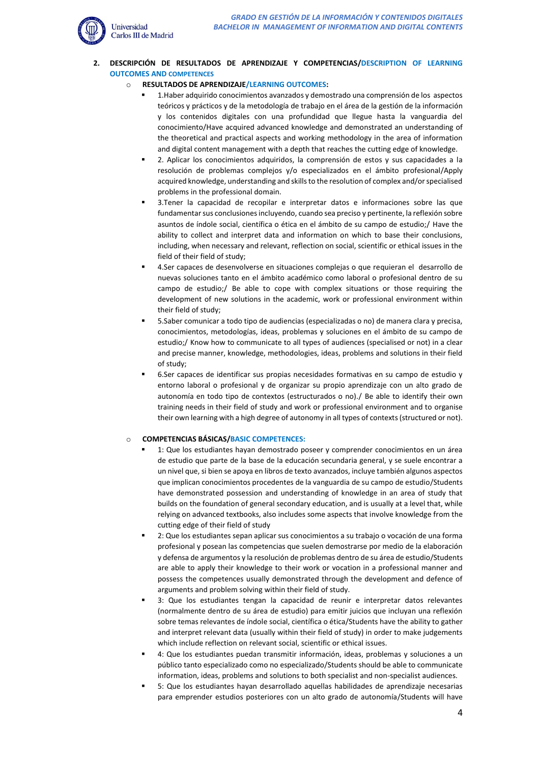## 2. DESCRIPCIÓN DE RESULTADOS DE APRENDIZAJE Y COMPETENCIAS/DESCRIPTION OF LEARNING OUTCOMES AND COMPETENCES

- **RESULTADOS DE APRENDIZAJE/LEARNING OUTCOMES:**
  - 1.Haber adquirido conocimientos avanzados y demostrado una comprensión de los aspectos teóricos y prácticos y de la metodología de trabajo en el área de la gestión de la información y los contenidos digitales con una profundidad que llegue hasta la vanguardia del conocimiento/Have acquired advanced knowledge and demonstrated an understanding of the theoretical and practical aspects and working methodology in the area of information and digital content management with a depth that reaches the cutting edge of knowledge.
  - 2. Aplicar los conocimientos adquiridos, la comprensión de estos y sus capacidades a la resolución de problemas complejos y/o especializados en el ámbito profesional/Apply acquired knowledge, understanding and skills to the resolution of complex and/or specialised problems in the professional domain.
  - 3.Tener la capacidad de recopilar e interpretar datos e informaciones sobre las que fundamentar sus conclusiones incluyendo, cuando sea preciso y pertinente, la reflexión sobre asuntos de índole social, científica o ética en el ámbito de su campo de estudio;/ Have the ability to collect and interpret data and information on which to base their conclusions, including, when necessary and relevant, reflection on social, scientific or ethical issues in the field of their field of study;
  - 4.Ser capaces de desenvolverse en situaciones complejas o que requieran el desarrollo de nuevas soluciones tanto en el ámbito académico como laboral o profesional dentro de su campo de estudio;/ Be able to cope with complex situations or those requiring the development of new solutions in the academic, work or professional environment within their field of study;
  - 5.Saber comunicar a todo tipo de audiencias (especializadas o no) de manera clara y precisa, conocimientos, metodologías, ideas, problemas y soluciones en el ámbito de su campo de estudio;/ Know how to communicate to all types of audiences (specialised or not) in a clear and precise manner, knowledge, methodologies, ideas, problems and solutions in their field of study;
  - 6.Ser capaces de identificar sus propias necesidades formativas en su campo de estudio y entorno laboral o profesional y de organizar su propio aprendizaje con un alto grado de autonomía en todo tipo de contextos (estructurados o no)./ Be able to identify their own training needs in their field of study and work or professional environment and to organise their own learning with a high degree of autonomy in all types of contexts (structured or not).

- **COMPETENCIAS BÁSICAS/BASIC COMPETENCES:**
  - 1: Que los estudiantes hayan demostrado poseer y comprender conocimientos en un área de estudio que parte de la base de la educación secundaria general, y se suele encontrar a un nivel que, si bien se apoya en libros de texto avanzados, incluye también algunos aspectos que implican conocimientos procedentes de la vanguardia de su campo de estudio/Students have demonstrated possession and understanding of knowledge in an area of study that builds on the foundation of general secondary education, and is usually at a level that, while relying on advanced textbooks, also includes some aspects that involve knowledge from the cutting edge of their field of study
  - 2: Que los estudiantes sepan aplicar sus conocimientos a su trabajo o vocación de una forma profesional y posean las competencias que suelen demostrarse por medio de la elaboración y defensa de argumentos y la resolución de problemas dentro de su área de estudio/Students are able to apply their knowledge to their work or vocation in a professional manner and possess the competences usually demonstrated through the development and defence of arguments and problem solving within their field of study.
  - 3: Que los estudiantes tengan la capacidad de reunir e interpretar datos relevantes (normalmente dentro de su área de estudio) para emitir juicios que incluyan una reflexión sobre temas relevantes de índole social, científica o ética/Students have the ability to gather and interpret relevant data (usually within their field of study) in order to make judgements which include reflection on relevant social, scientific or ethical issues.
  - 4: Que los estudiantes puedan transmitir información, ideas, problemas y soluciones a un público tanto especializado como no especializado/Students should be able to communicate information, ideas, problems and solutions to both specialist and non-specialist audiences.
  - 5: Que los estudiantes hayan desarrollado aquellas habilidades de aprendizaje necesarias para emprender estudios posteriores con un alto grado de autonomía/Students will have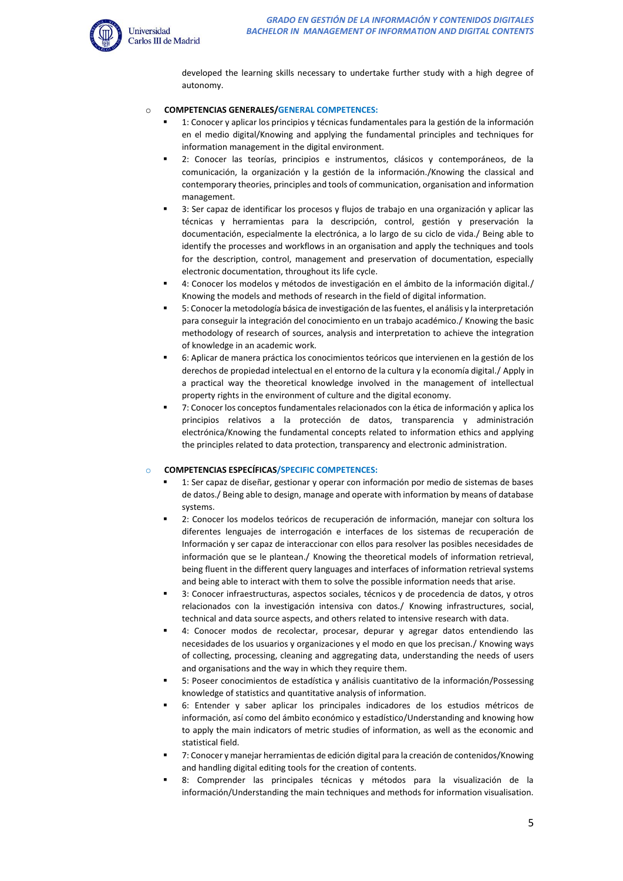developed the learning skills necessary to undertake further study with a high degree of autonomy.

- **COMPETENCIAS GENERALES/GENERAL COMPETENCES:**
  - 1: Conocer y aplicar los principios y técnicas fundamentales para la gestión de la información en el medio digital/Knowing and applying the fundamental principles and techniques for information management in the digital environment.
  - 2: Conocer las teorías, principios e instrumentos, clásicos y contemporáneos, de la comunicación, la organización y la gestión de la información./Knowing the classical and contemporary theories, principles and tools of communication, organisation and information management.
  - 3: Ser capaz de identificar los procesos y flujos de trabajo en una organización y aplicar las técnicas y herramientas para la descripción, control, gestión y preservación la documentación, especialmente la electrónica, a lo largo de su ciclo de vida./ Being able to identify the processes and workflows in an organisation and apply the techniques and tools for the description, control, management and preservation of documentation, especially electronic documentation, throughout its life cycle.
  - 4: Conocer los modelos y métodos de investigación en el ámbito de la información digital./ Knowing the models and methods of research in the field of digital information.
  - 5: Conocer la metodología básica de investigación de las fuentes, el análisis y la interpretación para conseguir la integración del conocimiento en un trabajo académico./ Knowing the basic methodology of research of sources, analysis and interpretation to achieve the integration of knowledge in an academic work.
  - 6: Aplicar de manera práctica los conocimientos teóricos que intervienen en la gestión de los derechos de propiedad intelectual en el entorno de la cultura y la economía digital./ Apply in a practical way the theoretical knowledge involved in the management of intellectual property rights in the environment of culture and the digital economy.
  - 7: Conocer los conceptos fundamentales relacionados con la ética de información y aplica los principios relativos a la protección de datos, transparencia y administración electrónica/Knowing the fundamental concepts related to information ethics and applying the principles related to data protection, transparency and electronic administration.

- **COMPETENCIAS ESPECÍFICAS/SPECIFIC COMPETENCES:**
  - 1: Ser capaz de diseñar, gestionar y operar con información por medio de sistemas de bases de datos./ Being able to design, manage and operate with information by means of database systems.
  - 2: Conocer los modelos teóricos de recuperación de información, manejar con soltura los diferentes lenguajes de interrogación e interfaces de los sistemas de recuperación de Información y ser capaz de interaccionar con ellos para resolver las posibles necesidades de información que se le plantean./ Knowing the theoretical models of information retrieval, being fluent in the different query languages and interfaces of information retrieval systems and being able to interact with them to solve the possible information needs that arise.
  - 3: Conocer infraestructuras, aspectos sociales, técnicos y de procedencia de datos, y otros relacionados con la investigación intensiva con datos./ Knowing infrastructures, social, technical and data source aspects, and others related to intensive research with data.
  - 4: Conocer modos de recolectar, procesar, depurar y agregar datos entendiendo las necesidades de los usuarios y organizaciones y el modo en que los precisan./ Knowing ways of collecting, processing, cleaning and aggregating data, understanding the needs of users and organisations and the way in which they require them.
  - 5: Poseer conocimientos de estadística y análisis cuantitativo de la información/Possessing knowledge of statistics and quantitative analysis of information.
  - 6: Entender y saber aplicar los principales indicadores de los estudios métricos de información, así como del ámbito económico y estadístico/Understanding and knowing how to apply the main indicators of metric studies of information, as well as the economic and statistical field.
  - 7: Conocer y manejar herramientas de edición digital para la creación de contenidos/Knowing and handling digital editing tools for the creation of contents.
  - 8: Comprender las principales técnicas y métodos para la visualización de la información/Understanding the main techniques and methods for information visualisation.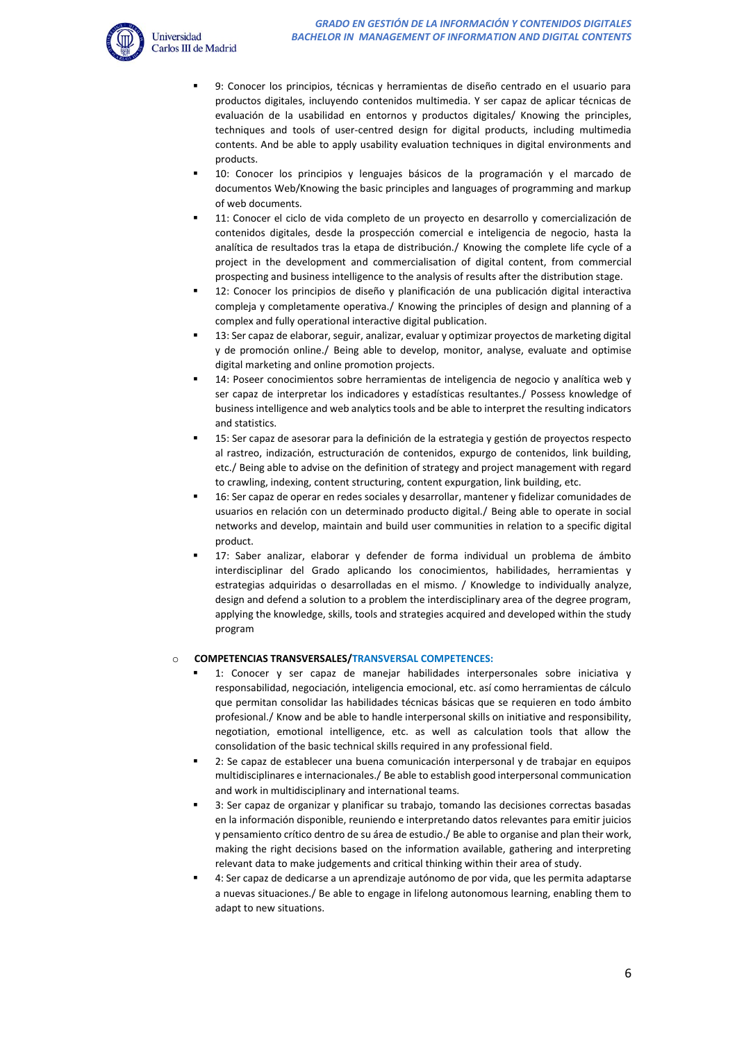- 9: Conocer los principios, técnicas y herramientas de diseño centrado en el usuario para productos digitales, incluyendo contenidos multimedia. Y ser capaz de aplicar técnicas de evaluación de la usabilidad en entornos y productos digitales/ Knowing the principles, techniques and tools of user-centred design for digital products, including multimedia contents. And be able to apply usability evaluation techniques in digital environments and products.
- 10: Conocer los principios y lenguajes básicos de la programación y el marcado de documentos Web/Knowing the basic principles and languages of programming and markup of web documents.
- 11: Conocer el ciclo de vida completo de un proyecto en desarrollo y comercialización de contenidos digitales, desde la prospección comercial e inteligencia de negocio, hasta la analítica de resultados tras la etapa de distribución./ Knowing the complete life cycle of a project in the development and commercialisation of digital content, from commercial prospecting and business intelligence to the analysis of results after the distribution stage.
- 12: Conocer los principios de diseño y planificación de una publicación digital interactiva compleja y completamente operativa./ Knowing the principles of design and planning of a complex and fully operational interactive digital publication.
- 13: Ser capaz de elaborar, seguir, analizar, evaluar y optimizar proyectos de marketing digital y de promoción online./ Being able to develop, monitor, analyse, evaluate and optimise digital marketing and online promotion projects.
- 14: Poseer conocimientos sobre herramientas de inteligencia de negocio y analítica web y ser capaz de interpretar los indicadores y estadísticas resultantes./ Possess knowledge of business intelligence and web analytics tools and be able to interpret the resulting indicators and statistics.
- 15: Ser capaz de asesorar para la definición de la estrategia y gestión de proyectos respecto al rastreo, indización, estructuración de contenidos, expurgo de contenidos, link building, etc./ Being able to advise on the definition of strategy and project management with regard to crawling, indexing, content structuring, content expurgation, link building, etc.
- 16: Ser capaz de operar en redes sociales y desarrollar, mantener y fidelizar comunidades de usuarios en relación con un determinado producto digital./ Being able to operate in social networks and develop, maintain and build user communities in relation to a specific digital product.
- 17: Saber analizar, elaborar y defender de forma individual un problema de ámbito interdisciplinar del Grado aplicando los conocimientos, habilidades, herramientas y estrategias adquiridas o desarrolladas en el mismo. / Knowledge to individually analyze, design and defend a solution to a problem the interdisciplinary area of the degree program, applying the knowledge, skills, tools and strategies acquired and developed within the study program

- **COMPETENCIAS TRANSVERSALES/TRANSVERSAL COMPETENCES:**
  - 1: Conocer y ser capaz de manejar habilidades interpersonales sobre iniciativa y responsabilidad, negociación, inteligencia emocional, etc. así como herramientas de cálculo que permitan consolidar las habilidades técnicas básicas que se requieren en todo ámbito profesional./ Know and be able to handle interpersonal skills on initiative and responsibility, negotiation, emotional intelligence, etc. as well as calculation tools that allow the consolidation of the basic technical skills required in any professional field.
  - 2: Se capaz de establecer una buena comunicación interpersonal y de trabajar en equipos multidisciplinares e internacionales./ Be able to establish good interpersonal communication and work in multidisciplinary and international teams.
  - 3: Ser capaz de organizar y planificar su trabajo, tomando las decisiones correctas basadas en la información disponible, reuniendo e interpretando datos relevantes para emitir juicios y pensamiento crítico dentro de su área de estudio./ Be able to organise and plan their work, making the right decisions based on the information available, gathering and interpreting relevant data to make judgements and critical thinking within their area of study.
  - 4: Ser capaz de dedicarse a un aprendizaje autónomo de por vida, que les permita adaptarse a nuevas situaciones./ Be able to engage in lifelong autonomous learning, enabling them to adapt to new situations.